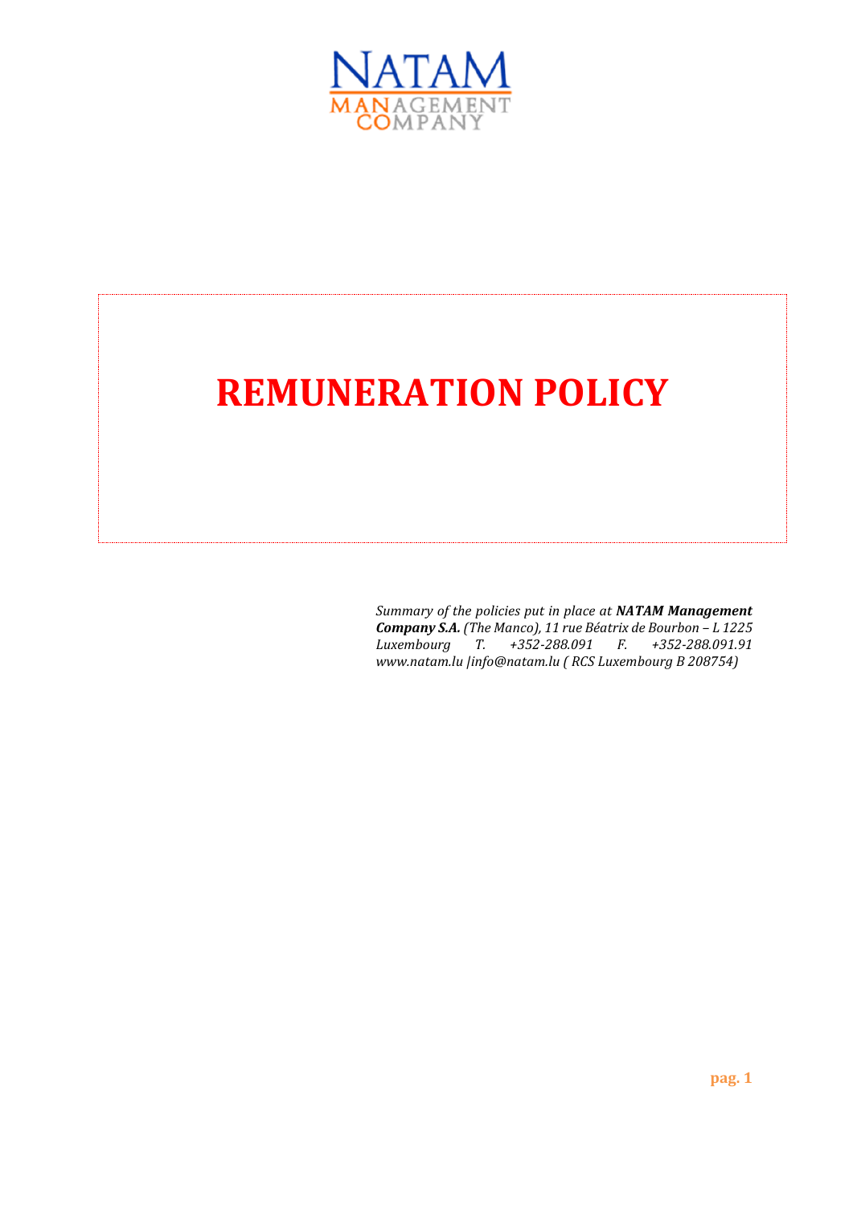NATAM

MANAGEMENT COMPANY

# REMUNERATION POLICY

*Summary of the policies put in place at **NATAM Management Company S.A.** (The Manco), 11 rue Béatrix de Bourbon – L 1225 Luxembourg T. +352-288.091 F. +352-288.091.91 www.natam.lu |info@natam.lu ( RCS Luxembourg B 208754)*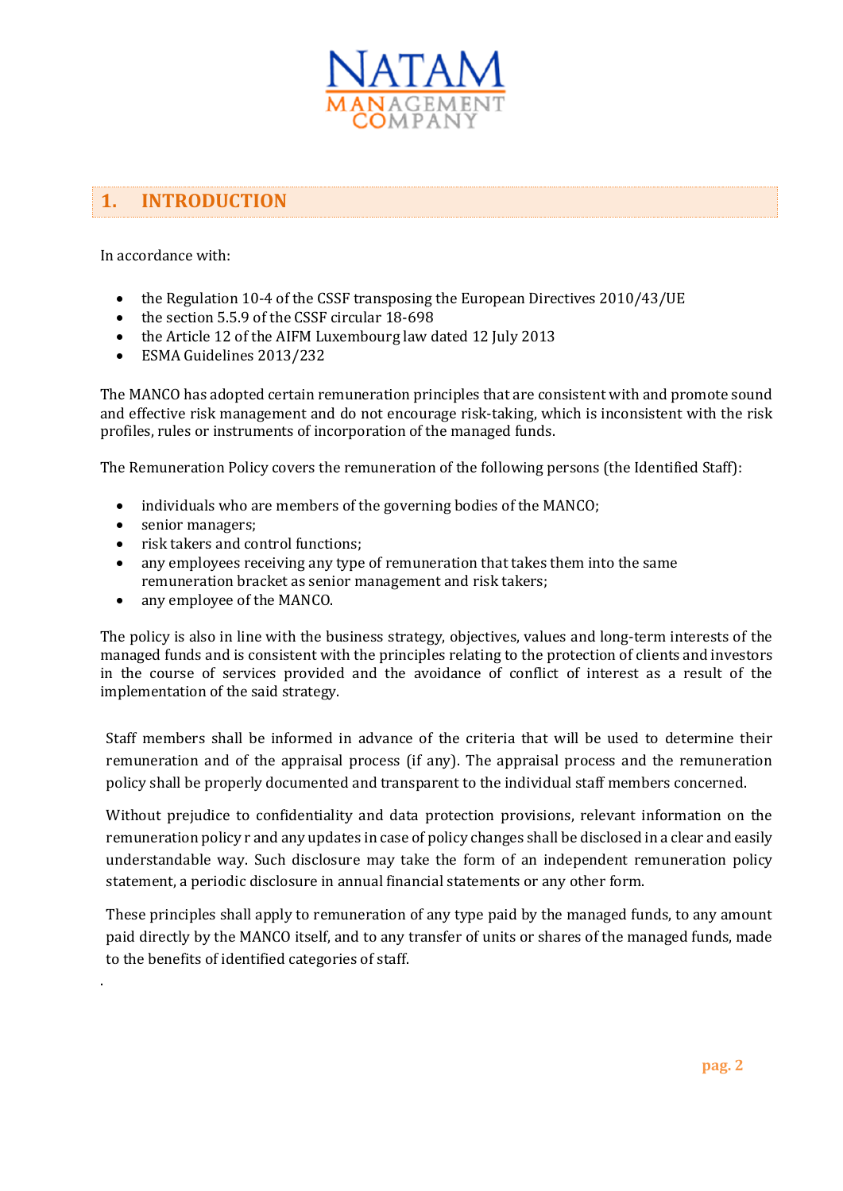## 1. INTRODUCTION

In accordance with:

- the Regulation 10-4 of the CSSF transposing the European Directives 2010/43/UE
- the section 5.5.9 of the CSSF circular 18-698
- the Article 12 of the AIFM Luxembourg law dated 12 July 2013
- ESMA Guidelines 2013/232

The MANCO has adopted certain remuneration principles that are consistent with and promote sound and effective risk management and do not encourage risk-taking, which is inconsistent with the risk profiles, rules or instruments of incorporation of the managed funds.

The Remuneration Policy covers the remuneration of the following persons (the Identified Staff):

- individuals who are members of the governing bodies of the MANCO;
- senior managers;
- risk takers and control functions;
- any employees receiving any type of remuneration that takes them into the same remuneration bracket as senior management and risk takers;
- any employee of the MANCO.

The policy is also in line with the business strategy, objectives, values and long-term interests of the managed funds and is consistent with the principles relating to the protection of clients and investors in the course of services provided and the avoidance of conflict of interest as a result of the implementation of the said strategy.

Staff members shall be informed in advance of the criteria that will be used to determine their remuneration and of the appraisal process (if any). The appraisal process and the remuneration policy shall be properly documented and transparent to the individual staff members concerned.

Without prejudice to confidentiality and data protection provisions, relevant information on the remuneration policy r and any updates in case of policy changes shall be disclosed in a clear and easily understandable way. Such disclosure may take the form of an independent remuneration policy statement, a periodic disclosure in annual financial statements or any other form.

These principles shall apply to remuneration of any type paid by the managed funds, to any amount paid directly by the MANCO itself, and to any transfer of units or shares of the managed funds, made to the benefits of identified categories of staff.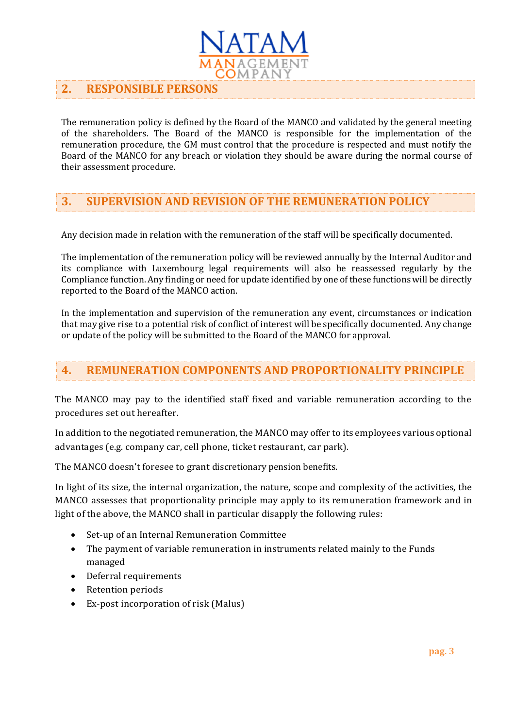## 2. RESPONSIBLE PERSONS

The remuneration policy is defined by the Board of the MANCO and validated by the general meeting of the shareholders. The Board of the MANCO is responsible for the implementation of the remuneration procedure, the GM must control that the procedure is respected and must notify the Board of the MANCO for any breach or violation they should be aware during the normal course of their assessment procedure.

## 3. SUPERVISION AND REVISION OF THE REMUNERATION POLICY

Any decision made in relation with the remuneration of the staff will be specifically documented.

The implementation of the remuneration policy will be reviewed annually by the Internal Auditor and its compliance with Luxembourg legal requirements will also be reassessed regularly by the Compliance function. Any finding or need for update identified by one of these functions will be directly reported to the Board of the MANCO action.

In the implementation and supervision of the remuneration any event, circumstances or indication that may give rise to a potential risk of conflict of interest will be specifically documented. Any change or update of the policy will be submitted to the Board of the MANCO for approval.

## 4. REMUNERATION COMPONENTS AND PROPORTIONALITY PRINCIPLE

The MANCO may pay to the identified staff fixed and variable remuneration according to the procedures set out hereafter.

In addition to the negotiated remuneration, the MANCO may offer to its employees various optional advantages (e.g. company car, cell phone, ticket restaurant, car park).

The MANCO doesn't foresee to grant discretionary pension benefits.

In light of its size, the internal organization, the nature, scope and complexity of the activities, the MANCO assesses that proportionality principle may apply to its remuneration framework and in light of the above, the MANCO shall in particular disapply the following rules:

- Set-up of an Internal Remuneration Committee
- The payment of variable remuneration in instruments related mainly to the Funds managed
- Deferral requirements
- Retention periods
- Ex-post incorporation of risk (Malus)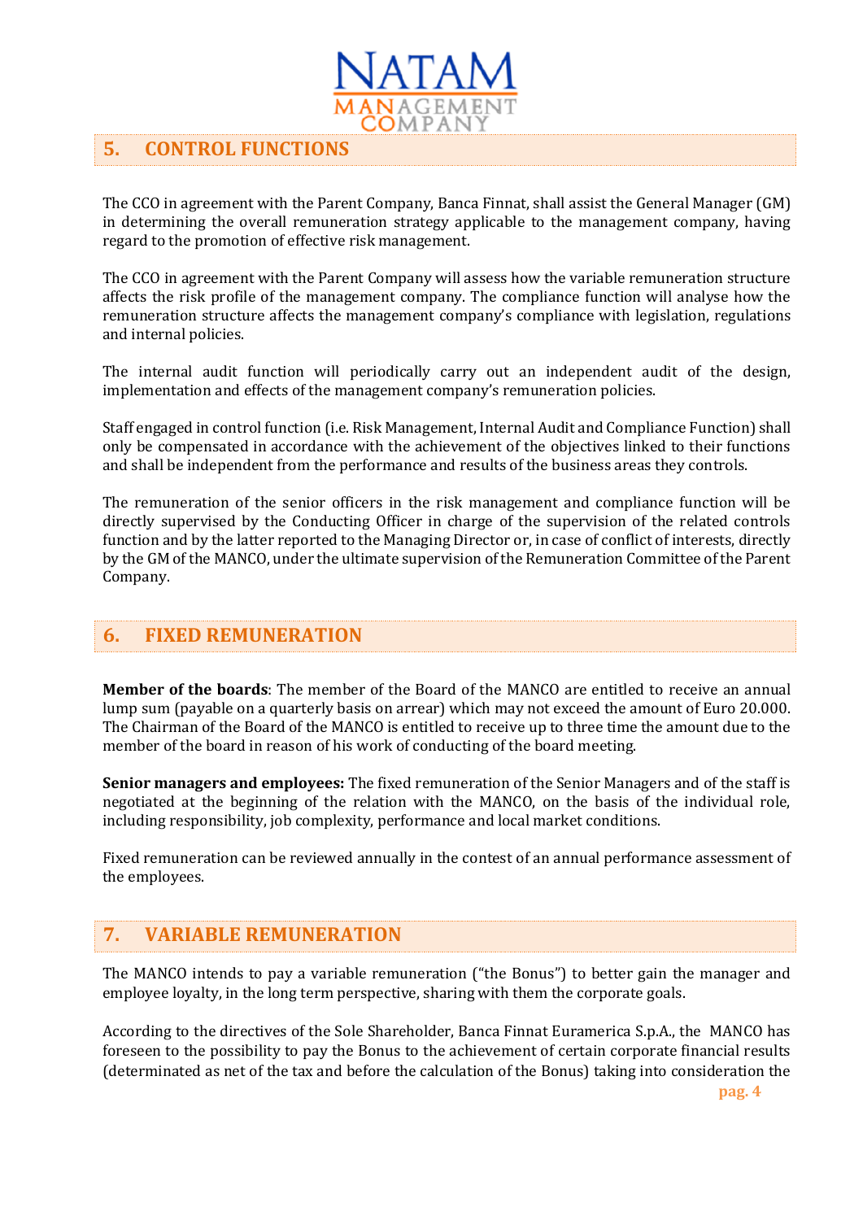## 5. CONTROL FUNCTIONS

The CCO in agreement with the Parent Company, Banca Finnat, shall assist the General Manager (GM) in determining the overall remuneration strategy applicable to the management company, having regard to the promotion of effective risk management.

The CCO in agreement with the Parent Company will assess how the variable remuneration structure affects the risk profile of the management company. The compliance function will analyse how the remuneration structure affects the management company's compliance with legislation, regulations and internal policies.

The internal audit function will periodically carry out an independent audit of the design, implementation and effects of the management company's remuneration policies.

Staff engaged in control function (i.e. Risk Management, Internal Audit and Compliance Function) shall only be compensated in accordance with the achievement of the objectives linked to their functions and shall be independent from the performance and results of the business areas they controls.

The remuneration of the senior officers in the risk management and compliance function will be directly supervised by the Conducting Officer in charge of the supervision of the related controls function and by the latter reported to the Managing Director or, in case of conflict of interests, directly by the GM of the MANCO, under the ultimate supervision of the Remuneration Committee of the Parent Company.

## 6. FIXED REMUNERATION

**Member of the boards**: The member of the Board of the MANCO are entitled to receive an annual lump sum (payable on a quarterly basis on arrear) which may not exceed the amount of Euro 20.000. The Chairman of the Board of the MANCO is entitled to receive up to three time the amount due to the member of the board in reason of his work of conducting of the board meeting.

**Senior managers and employees:** The fixed remuneration of the Senior Managers and of the staff is negotiated at the beginning of the relation with the MANCO, on the basis of the individual role, including responsibility, job complexity, performance and local market conditions.

Fixed remuneration can be reviewed annually in the contest of an annual performance assessment of the employees.

## 7. VARIABLE REMUNERATION

The MANCO intends to pay a variable remuneration ("the Bonus") to better gain the manager and employee loyalty, in the long term perspective, sharing with them the corporate goals.

According to the directives of the Sole Shareholder, Banca Finnat Euramerica S.p.A., the MANCO has foreseen to the possibility to pay the Bonus to the achievement of certain corporate financial results (determinated as net of the tax and before the calculation of the Bonus) taking into consideration the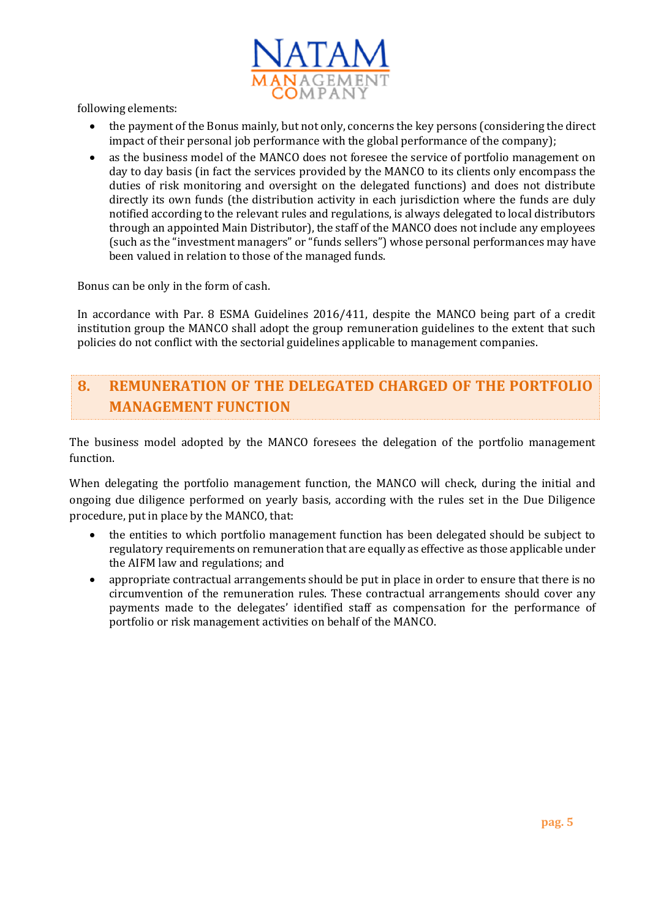following elements:

- the payment of the Bonus mainly, but not only, concerns the key persons (considering the direct impact of their personal job performance with the global performance of the company);
- as the business model of the MANCO does not foresee the service of portfolio management on day to day basis (in fact the services provided by the MANCO to its clients only encompass the duties of risk monitoring and oversight on the delegated functions) and does not distribute directly its own funds (the distribution activity in each jurisdiction where the funds are duly notified according to the relevant rules and regulations, is always delegated to local distributors through an appointed Main Distributor), the staff of the MANCO does not include any employees (such as the "investment managers" or "funds sellers") whose personal performances may have been valued in relation to those of the managed funds.

Bonus can be only in the form of cash.

In accordance with Par. 8 ESMA Guidelines 2016/411, despite the MANCO being part of a credit institution group the MANCO shall adopt the group remuneration guidelines to the extent that such policies do not conflict with the sectorial guidelines applicable to management companies.

## 8. REMUNERATION OF THE DELEGATED CHARGED OF THE PORTFOLIO MANAGEMENT FUNCTION

The business model adopted by the MANCO foresees the delegation of the portfolio management function.

When delegating the portfolio management function, the MANCO will check, during the initial and ongoing due diligence performed on yearly basis, according with the rules set in the Due Diligence procedure, put in place by the MANCO, that:

- the entities to which portfolio management function has been delegated should be subject to regulatory requirements on remuneration that are equally as effective as those applicable under the AIFM law and regulations; and
- appropriate contractual arrangements should be put in place in order to ensure that there is no circumvention of the remuneration rules. These contractual arrangements should cover any payments made to the delegates' identified staff as compensation for the performance of portfolio or risk management activities on behalf of the MANCO.